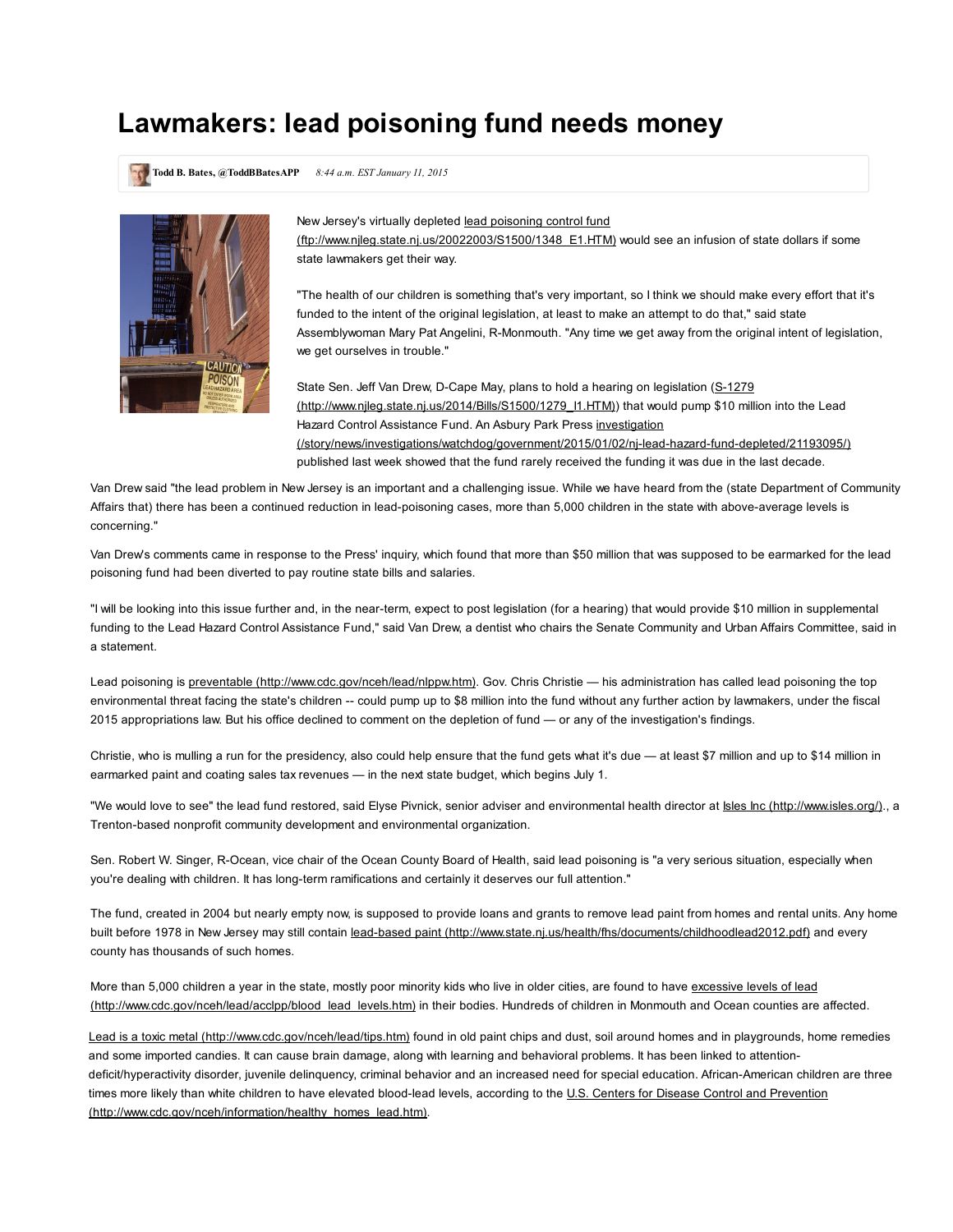# Lawmakers: lead poisoning fund needs money

**Todd B. Bates, @ToddBBatesAPP** *8:44 a.m. EST January 11, 2015*

New Jersey's virtually depleted lead poisoning control fund (ftp://www.njleg.state.nj.us/20022003/S1500/1348_E1.HTM) would see an infusion of state dollars if some state lawmakers get their way.

"The health of our children is something that's very important, so I think we should make every effort that it's funded to the intent of the original legislation, at least to make an attempt to do that," said state Assemblywoman Mary Pat Angelini, R-Monmouth. "Any time we get away from the original intent of legislation, we get ourselves in trouble."

State Sen. Jeff Van Drew, D-Cape May, plans to hold a hearing on legislation (S-1279 (http://www.njleg.state.nj.us/2014/Bills/S1500/1279_I1.HTM)) that would pump $10 million into the Lead Hazard Control Assistance Fund. An Asbury Park Press investigation (/story/news/investigations/watchdog/government/2015/01/02/nj-lead-hazard-fund-depleted/21193095/) published last week showed that the fund rarely received the funding it was due in the last decade.

Van Drew said "the lead problem in New Jersey is an important and a challenging issue. While we have heard from the (state Department of Community Affairs that) there has been a continued reduction in lead-poisoning cases, more than 5,000 children in the state with above-average levels is concerning."

Van Drew's comments came in response to the Press' inquiry, which found that more than $50 million that was supposed to be earmarked for the lead poisoning fund had been diverted to pay routine state bills and salaries.

"I will be looking into this issue further and, in the near-term, expect to post legislation (for a hearing) that would provide $10 million in supplemental funding to the Lead Hazard Control Assistance Fund," said Van Drew, a dentist who chairs the Senate Community and Urban Affairs Committee, said in a statement.

Lead poisoning is preventable (http://www.cdc.gov/nceh/lead/nlppw.htm). Gov. Chris Christie — his administration has called lead poisoning the top environmental threat facing the state's children -- could pump up to $8 million into the fund without any further action by lawmakers, under the fiscal 2015 appropriations law. But his office declined to comment on the depletion of fund — or any of the investigation's findings.

Christie, who is mulling a run for the presidency, also could help ensure that the fund gets what it's due — at least $7 million and up to $14 million in earmarked paint and coating sales tax revenues — in the next state budget, which begins July 1.

"We would love to see" the lead fund restored, said Elyse Pivnick, senior adviser and environmental health director at Isles Inc (http://www.isles.org/)., a Trenton-based nonprofit community development and environmental organization.

Sen. Robert W. Singer, R-Ocean, vice chair of the Ocean County Board of Health, said lead poisoning is "a very serious situation, especially when you're dealing with children. It has long-term ramifications and certainly it deserves our full attention."

The fund, created in 2004 but nearly empty now, is supposed to provide loans and grants to remove lead paint from homes and rental units. Any home built before 1978 in New Jersey may still contain lead-based paint (http://www.state.nj.us/health/fhs/documents/childhoodlead2012.pdf) and every county has thousands of such homes.

More than 5,000 children a year in the state, mostly poor minority kids who live in older cities, are found to have excessive levels of lead (http://www.cdc.gov/nceh/lead/acclpp/blood_lead_levels.htm) in their bodies. Hundreds of children in Monmouth and Ocean counties are affected.

Lead is a toxic metal (http://www.cdc.gov/nceh/lead/tips.htm) found in old paint chips and dust, soil around homes and in playgrounds, home remedies and some imported candies. It can cause brain damage, along with learning and behavioral problems. It has been linked to attention-deficit/hyperactivity disorder, juvenile delinquency, criminal behavior and an increased need for special education. African-American children are three times more likely than white children to have elevated blood-lead levels, according to the U.S. Centers for Disease Control and Prevention (http://www.cdc.gov/nceh/information/healthy_homes_lead.htm).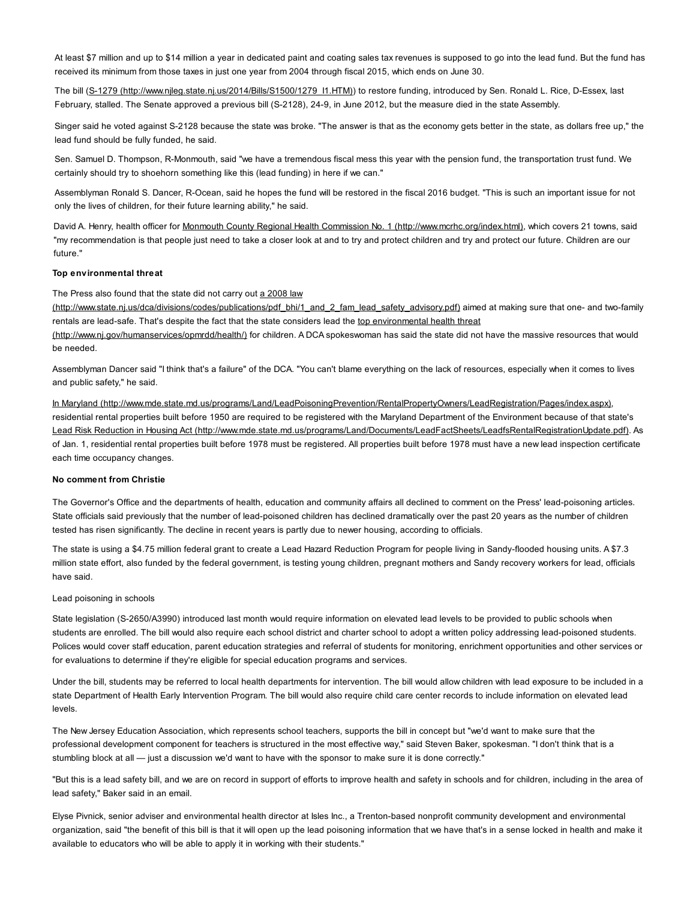At least $7 million and up to $14 million a year in dedicated paint and coating sales tax revenues is supposed to go into the lead fund. But the fund has received its minimum from those taxes in just one year from 2004 through fiscal 2015, which ends on June 30.

The bill (S-1279 (http://www.njleg.state.nj.us/2014/Bills/S1500/1279_I1.HTM)) to restore funding, introduced by Sen. Ronald L. Rice, D-Essex, last February, stalled. The Senate approved a previous bill (S-2128), 24-9, in June 2012, but the measure died in the state Assembly.

Singer said he voted against S-2128 because the state was broke. "The answer is that as the economy gets better in the state, as dollars free up," the lead fund should be fully funded, he said.

Sen. Samuel D. Thompson, R-Monmouth, said "we have a tremendous fiscal mess this year with the pension fund, the transportation trust fund. We certainly should try to shoehorn something like this (lead funding) in here if we can."

Assemblyman Ronald S. Dancer, R-Ocean, said he hopes the fund will be restored in the fiscal 2016 budget. "This is such an important issue for not only the lives of children, for their future learning ability," he said.

David A. Henry, health officer for Monmouth County Regional Health Commission No. 1 (http://www.mcrhc.org/index.html), which covers 21 towns, said "my recommendation is that people just need to take a closer look at and to try and protect children and try and protect our future. Children are our future."

**Top environmental threat**

The Press also found that the state did not carry out a 2008 law (http://www.state.nj.us/dca/divisions/codes/publications/pdf_bhi/1_and_2_fam_lead_safety_advisory.pdf) aimed at making sure that one- and two-family rentals are lead-safe. That's despite the fact that the state considers lead the top environmental health threat (http://www.nj.gov/humanservices/opmrdd/health/) for children. A DCA spokeswoman has said the state did not have the massive resources that would be needed.

Assemblyman Dancer said "I think that's a failure" of the DCA. "You can't blame everything on the lack of resources, especially when it comes to lives and public safety," he said.

In Maryland (http://www.mde.state.md.us/programs/Land/LeadPoisoningPrevention/RentalPropertyOwners/LeadRegistration/Pages/index.aspx), residential rental properties built before 1950 are required to be registered with the Maryland Department of the Environment because of that state's Lead Risk Reduction in Housing Act (http://www.mde.state.md.us/programs/Land/Documents/LeadFactSheets/LeadfsRentalRegistrationUpdate.pdf). As of Jan. 1, residential rental properties built before 1978 must be registered. All properties built before 1978 must have a new lead inspection certificate each time occupancy changes.

**No comment from Christie**

The Governor's Office and the departments of health, education and community affairs all declined to comment on the Press' lead-poisoning articles. State officials said previously that the number of lead-poisoned children has declined dramatically over the past 20 years as the number of children tested has risen significantly. The decline in recent years is partly due to newer housing, according to officials.

The state is using a $4.75 million federal grant to create a Lead Hazard Reduction Program for people living in Sandy-flooded housing units. A $7.3 million state effort, also funded by the federal government, is testing young children, pregnant mothers and Sandy recovery workers for lead, officials have said.

Lead poisoning in schools

State legislation (S-2650/A3990) introduced last month would require information on elevated lead levels to be provided to public schools when students are enrolled. The bill would also require each school district and charter school to adopt a written policy addressing lead-poisoned students. Polices would cover staff education, parent education strategies and referral of students for monitoring, enrichment opportunities and other services or for evaluations to determine if they're eligible for special education programs and services.

Under the bill, students may be referred to local health departments for intervention. The bill would allow children with lead exposure to be included in a state Department of Health Early Intervention Program. The bill would also require child care center records to include information on elevated lead levels.

The New Jersey Education Association, which represents school teachers, supports the bill in concept but "we'd want to make sure that the professional development component for teachers is structured in the most effective way," said Steven Baker, spokesman. "I don't think that is a stumbling block at all — just a discussion we'd want to have with the sponsor to make sure it is done correctly."

"But this is a lead safety bill, and we are on record in support of efforts to improve health and safety in schools and for children, including in the area of lead safety," Baker said in an email.

Elyse Pivnick, senior adviser and environmental health director at Isles Inc., a Trenton-based nonprofit community development and environmental organization, said "the benefit of this bill is that it will open up the lead poisoning information that we have that's in a sense locked in health and make it available to educators who will be able to apply it in working with their students."